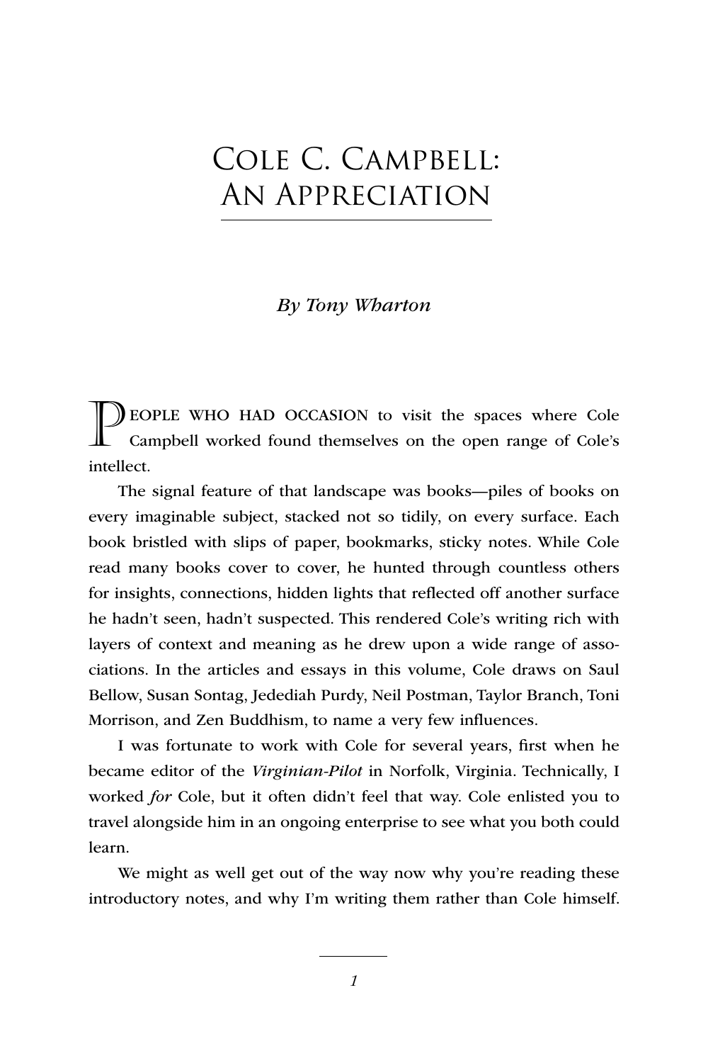# Cole C. Campbell: An Appreciation

*By Tony Wharton*

PEOPLE WHO HAD OCCASION to visit the spaces where Cole Campbell worked found themselves on the open range of Cole's intellect.

The signal feature of that landscape was books—piles of books on every imaginable subject, stacked not so tidily, on every surface. Each book bristled with slips of paper, bookmarks, sticky notes. While Cole read many books cover to cover, he hunted through countless others for insights, connections, hidden lights that reflected off another surface he hadn't seen, hadn't suspected. This rendered Cole's writing rich with layers of context and meaning as he drew upon a wide range of associations. In the articles and essays in this volume, Cole draws on Saul Bellow, Susan Sontag, Jedediah Purdy, Neil Postman, Taylor Branch, Toni Morrison, and Zen Buddhism, to name a very few influences.

I was fortunate to work with Cole for several years, first when he became editor of the *Virginian-Pilot* in Norfolk, Virginia. Technically, I worked *for* Cole, but it often didn't feel that way. Cole enlisted you to travel alongside him in an ongoing enterprise to see what you both could learn.

We might as well get out of the way now why you're reading these introductory notes, and why I'm writing them rather than Cole himself.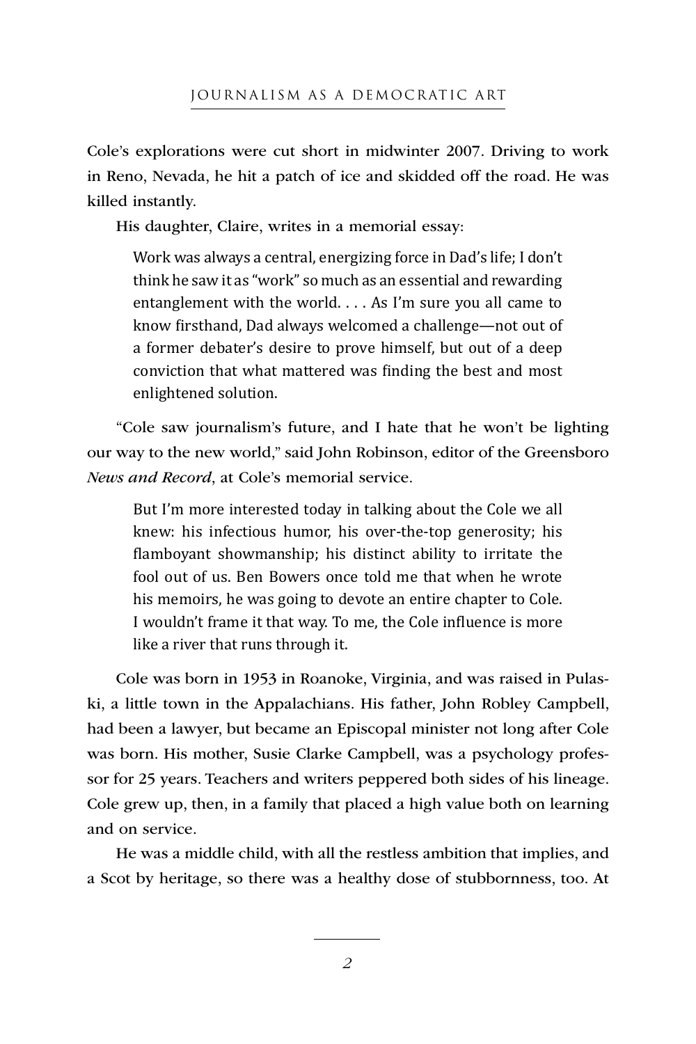Cole's explorations were cut short in midwinter 2007. Driving to work in Reno, Nevada, he hit a patch of ice and skidded off the road. He was killed instantly.

His daughter, Claire, writes in a memorial essay:

> Work was always a central, energizing force in Dad's life; I don't think he saw it as "work" so much as an essential and rewarding entanglement with the world. . . . As I'm sure you all came to know firsthand, Dad always welcomed a challenge—not out of a former debater's desire to prove himself, but out of a deep conviction that what mattered was finding the best and most enlightened solution.

"Cole saw journalism's future, and I hate that he won't be lighting our way to the new world," said John Robinson, editor of the Greensboro *News and Record*, at Cole's memorial service.

> But I'm more interested today in talking about the Cole we all knew: his infectious humor, his over-the-top generosity; his flamboyant showmanship; his distinct ability to irritate the fool out of us. Ben Bowers once told me that when he wrote his memoirs, he was going to devote an entire chapter to Cole. I wouldn't frame it that way. To me, the Cole influence is more like a river that runs through it.

Cole was born in 1953 in Roanoke, Virginia, and was raised in Pulaski, a little town in the Appalachians. His father, John Robley Campbell, had been a lawyer, but became an Episcopal minister not long after Cole was born. His mother, Susie Clarke Campbell, was a psychology professor for 25 years. Teachers and writers peppered both sides of his lineage. Cole grew up, then, in a family that placed a high value both on learning and on service.

He was a middle child, with all the restless ambition that implies, and a Scot by heritage, so there was a healthy dose of stubbornness, too. At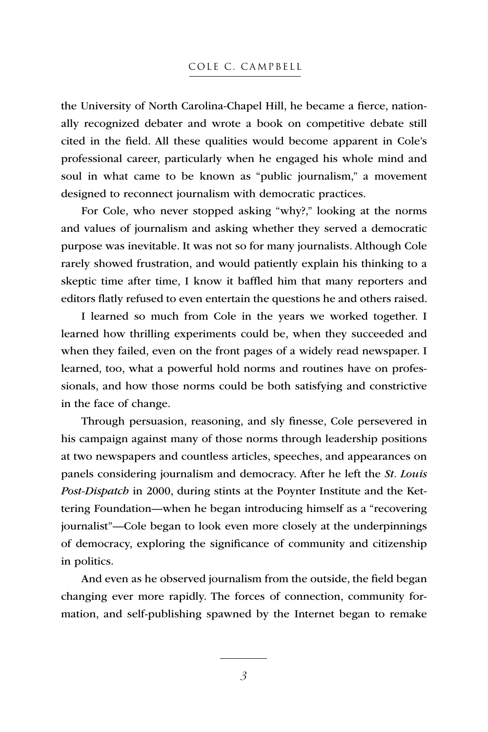the University of North Carolina-Chapel Hill, he became a fierce, nationally recognized debater and wrote a book on competitive debate still cited in the field. All these qualities would become apparent in Cole's professional career, particularly when he engaged his whole mind and soul in what came to be known as "public journalism," a movement designed to reconnect journalism with democratic practices.

For Cole, who never stopped asking "why?," looking at the norms and values of journalism and asking whether they served a democratic purpose was inevitable. It was not so for many journalists. Although Cole rarely showed frustration, and would patiently explain his thinking to a skeptic time after time, I know it baffled him that many reporters and editors flatly refused to even entertain the questions he and others raised.

I learned so much from Cole in the years we worked together. I learned how thrilling experiments could be, when they succeeded and when they failed, even on the front pages of a widely read newspaper. I learned, too, what a powerful hold norms and routines have on professionals, and how those norms could be both satisfying and constrictive in the face of change.

Through persuasion, reasoning, and sly finesse, Cole persevered in his campaign against many of those norms through leadership positions at two newspapers and countless articles, speeches, and appearances on panels considering journalism and democracy. After he left the *St. Louis Post-Dispatch* in 2000, during stints at the Poynter Institute and the Kettering Foundation—when he began introducing himself as a "recovering journalist"—Cole began to look even more closely at the underpinnings of democracy, exploring the significance of community and citizenship in politics.

And even as he observed journalism from the outside, the field began changing ever more rapidly. The forces of connection, community formation, and self-publishing spawned by the Internet began to remake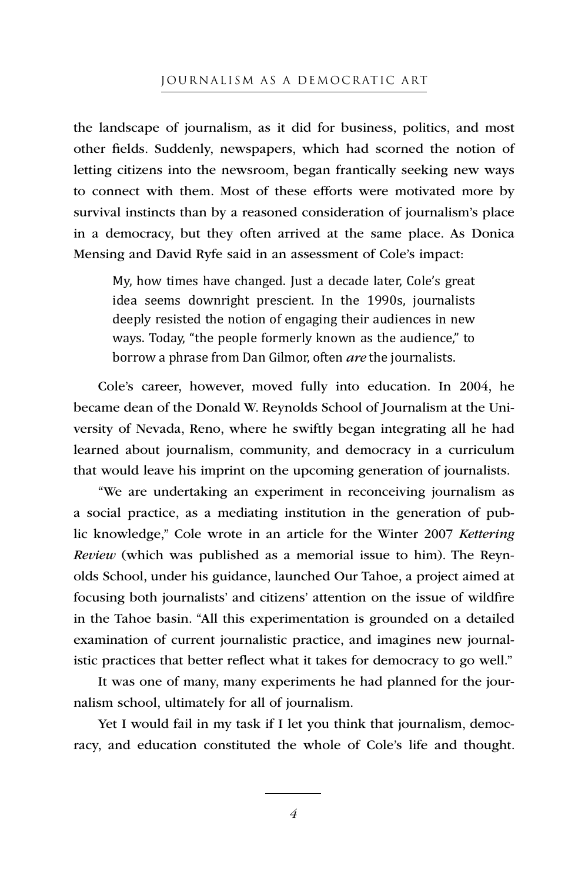the landscape of journalism, as it did for business, politics, and most other fields. Suddenly, newspapers, which had scorned the notion of letting citizens into the newsroom, began frantically seeking new ways to connect with them. Most of these efforts were motivated more by survival instincts than by a reasoned consideration of journalism's place in a democracy, but they often arrived at the same place. As Donica Mensing and David Ryfe said in an assessment of Cole's impact:

> My, how times have changed. Just a decade later, Cole's great idea seems downright prescient. In the 1990s, journalists deeply resisted the notion of engaging their audiences in new ways. Today, "the people formerly known as the audience," to borrow a phrase from Dan Gilmor, often *are* the journalists.

Cole's career, however, moved fully into education. In 2004, he became dean of the Donald W. Reynolds School of Journalism at the University of Nevada, Reno, where he swiftly began integrating all he had learned about journalism, community, and democracy in a curriculum that would leave his imprint on the upcoming generation of journalists.

"We are undertaking an experiment in reconceiving journalism as a social practice, as a mediating institution in the generation of public knowledge," Cole wrote in an article for the Winter 2007 *Kettering Review* (which was published as a memorial issue to him). The Reynolds School, under his guidance, launched Our Tahoe, a project aimed at focusing both journalists' and citizens' attention on the issue of wildfire in the Tahoe basin. "All this experimentation is grounded on a detailed examination of current journalistic practice, and imagines new journalistic practices that better reflect what it takes for democracy to go well."

It was one of many, many experiments he had planned for the journalism school, ultimately for all of journalism.

Yet I would fail in my task if I let you think that journalism, democracy, and education constituted the whole of Cole's life and thought.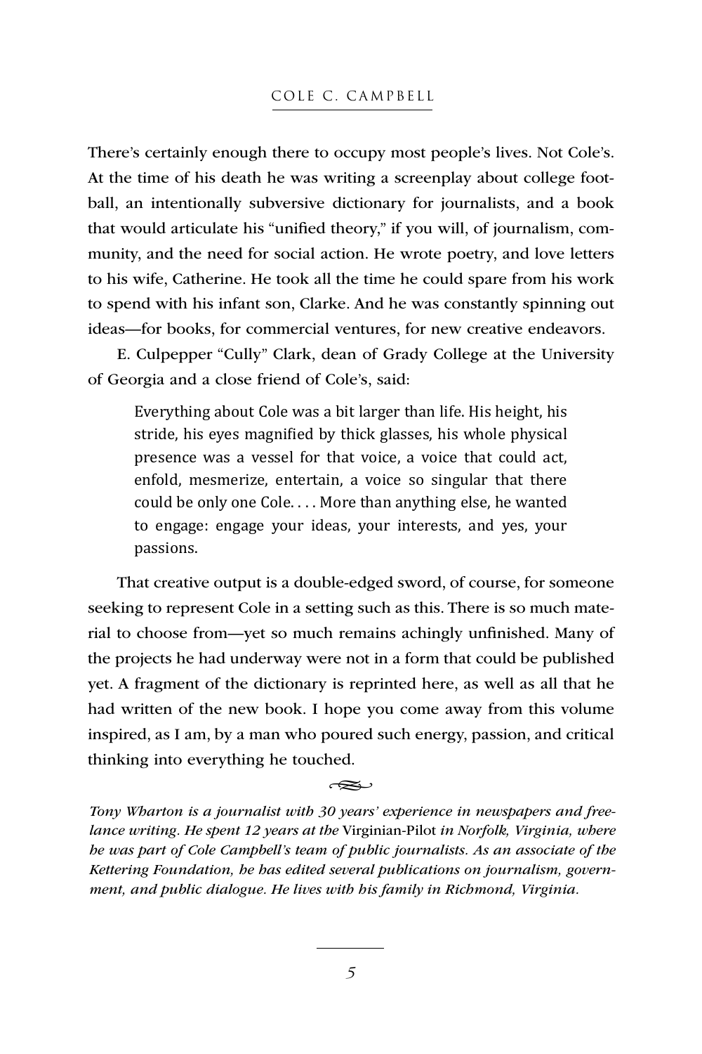There's certainly enough there to occupy most people's lives. Not Cole's. At the time of his death he was writing a screenplay about college football, an intentionally subversive dictionary for journalists, and a book that would articulate his "unified theory," if you will, of journalism, community, and the need for social action. He wrote poetry, and love letters to his wife, Catherine. He took all the time he could spare from his work to spend with his infant son, Clarke. And he was constantly spinning out ideas—for books, for commercial ventures, for new creative endeavors.

E. Culpepper "Cully" Clark, dean of Grady College at the University of Georgia and a close friend of Cole's, said:

> Everything about Cole was a bit larger than life. His height, his stride, his eyes magnified by thick glasses, his whole physical presence was a vessel for that voice, a voice that could act, enfold, mesmerize, entertain, a voice so singular that there could be only one Cole. . . . More than anything else, he wanted to engage: engage your ideas, your interests, and yes, your passions.

That creative output is a double-edged sword, of course, for someone seeking to represent Cole in a setting such as this. There is so much material to choose from—yet so much remains achingly unfinished. Many of the projects he had underway were not in a form that could be published yet. A fragment of the dictionary is reprinted here, as well as all that he had written of the new book. I hope you come away from this volume inspired, as I am, by a man who poured such energy, passion, and critical thinking into everything he touched.

*Tony Wharton is a journalist with 30 years' experience in newspapers and freelance writing. He spent 12 years at the* Virginian-Pilot *in Norfolk, Virginia, where he was part of Cole Campbell's team of public journalists. As an associate of the Kettering Foundation, he has edited several publications on journalism, government, and public dialogue. He lives with his family in Richmond, Virginia.*